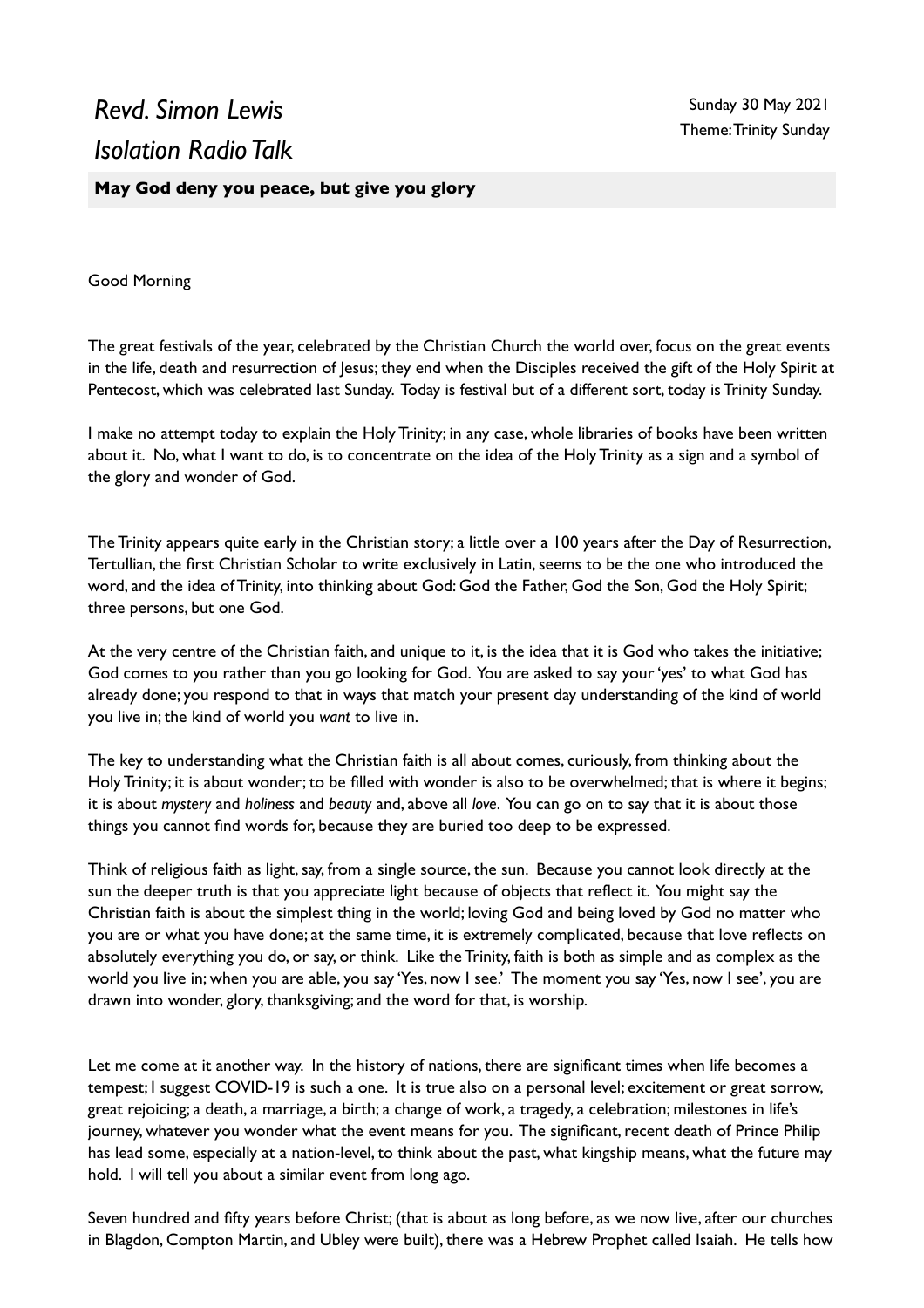# *Revd. Simon Lewis*
# *Isolation Radio Talk*

Sunday 30 May 2021
Theme: Trinity Sunday

**May God deny you peace, but give you glory**

Good Morning

The great festivals of the year, celebrated by the Christian Church the world over, focus on the great events in the life, death and resurrection of Jesus; they end when the Disciples received the gift of the Holy Spirit at Pentecost, which was celebrated last Sunday. Today is festival but of a different sort, today is Trinity Sunday.

I make no attempt today to explain the Holy Trinity; in any case, whole libraries of books have been written about it. No, what I want to do, is to concentrate on the idea of the Holy Trinity as a sign and a symbol of the glory and wonder of God.

The Trinity appears quite early in the Christian story; a little over a 100 years after the Day of Resurrection, Tertullian, the first Christian Scholar to write exclusively in Latin, seems to be the one who introduced the word, and the idea of Trinity, into thinking about God: God the Father, God the Son, God the Holy Spirit; three persons, but one God.

At the very centre of the Christian faith, and unique to it, is the idea that it is God who takes the initiative; God comes to you rather than you go looking for God. You are asked to say your 'yes' to what God has already done; you respond to that in ways that match your present day understanding of the kind of world you live in; the kind of world you *want* to live in.

The key to understanding what the Christian faith is all about comes, curiously, from thinking about the Holy Trinity; it is about wonder; to be filled with wonder is also to be overwhelmed; that is where it begins; it is about *mystery* and *holiness* and *beauty* and, above all *love*. You can go on to say that it is about those things you cannot find words for, because they are buried too deep to be expressed.

Think of religious faith as light, say, from a single source, the sun. Because you cannot look directly at the sun the deeper truth is that you appreciate light because of objects that reflect it. You might say the Christian faith is about the simplest thing in the world; loving God and being loved by God no matter who you are or what you have done; at the same time, it is extremely complicated, because that love reflects on absolutely everything you do, or say, or think. Like the Trinity, faith is both as simple and as complex as the world you live in; when you are able, you say 'Yes, now I see.' The moment you say 'Yes, now I see', you are drawn into wonder, glory, thanksgiving; and the word for that, is worship.

Let me come at it another way. In the history of nations, there are significant times when life becomes a tempest; I suggest COVID-19 is such a one. It is true also on a personal level; excitement or great sorrow, great rejoicing; a death, a marriage, a birth; a change of work, a tragedy, a celebration; milestones in life's journey, whatever you wonder what the event means for you. The significant, recent death of Prince Philip has lead some, especially at a nation-level, to think about the past, what kingship means, what the future may hold. I will tell you about a similar event from long ago.

Seven hundred and fifty years before Christ; (that is about as long before, as we now live, after our churches in Blagdon, Compton Martin, and Ubley were built), there was a Hebrew Prophet called Isaiah. He tells how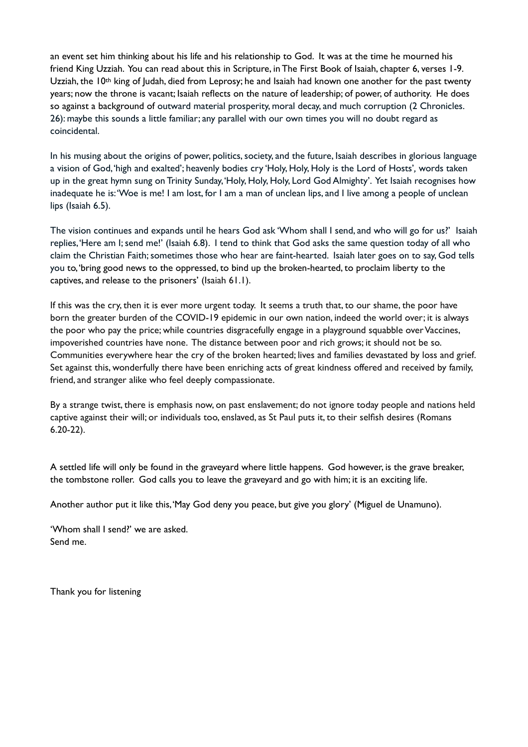an event set him thinking about his life and his relationship to God. It was at the time he mourned his friend King Uzziah. You can read about this in Scripture, in The First Book of Isaiah, chapter 6, verses 1-9. Uzziah, the 10th king of Judah, died from Leprosy; he and Isaiah had known one another for the past twenty years; now the throne is vacant; Isaiah reflects on the nature of leadership; of power, of authority. He does so against a background of outward material prosperity, moral decay, and much corruption (2 Chronicles. 26): maybe this sounds a little familiar; any parallel with our own times you will no doubt regard as coincidental.

In his musing about the origins of power, politics, society, and the future, Isaiah describes in glorious language a vision of God, 'high and exalted'; heavenly bodies cry 'Holy, Holy, Holy is the Lord of Hosts', words taken up in the great hymn sung on Trinity Sunday, 'Holy, Holy, Holy, Lord God Almighty'. Yet Isaiah recognises how inadequate he is: 'Woe is me! I am lost, for I am a man of unclean lips, and I live among a people of unclean lips (Isaiah 6.5).

The vision continues and expands until he hears God ask 'Whom shall I send, and who will go for us?' Isaiah replies, 'Here am I; send me!' (Isaiah 6.8). I tend to think that God asks the same question today of all who claim the Christian Faith; sometimes those who hear are faint-hearted. Isaiah later goes on to say, God tells you to, 'bring good news to the oppressed, to bind up the broken-hearted, to proclaim liberty to the captives, and release to the prisoners' (Isaiah 61.1).

If this was the cry, then it is ever more urgent today. It seems a truth that, to our shame, the poor have born the greater burden of the COVID-19 epidemic in our own nation, indeed the world over; it is always the poor who pay the price; while countries disgracefully engage in a playground squabble over Vaccines, impoverished countries have none. The distance between poor and rich grows; it should not be so. Communities everywhere hear the cry of the broken hearted; lives and families devastated by loss and grief. Set against this, wonderfully there have been enriching acts of great kindness offered and received by family, friend, and stranger alike who feel deeply compassionate.

By a strange twist, there is emphasis now, on past enslavement; do not ignore today people and nations held captive against their will; or individuals too, enslaved, as St Paul puts it, to their selfish desires (Romans 6.20-22).

A settled life will only be found in the graveyard where little happens. God however, is the grave breaker, the tombstone roller. God calls you to leave the graveyard and go with him; it is an exciting life.

Another author put it like this, 'May God deny you peace, but give you glory' (Miguel de Unamuno).

'Whom shall I send?' we are asked.
Send me.

Thank you for listening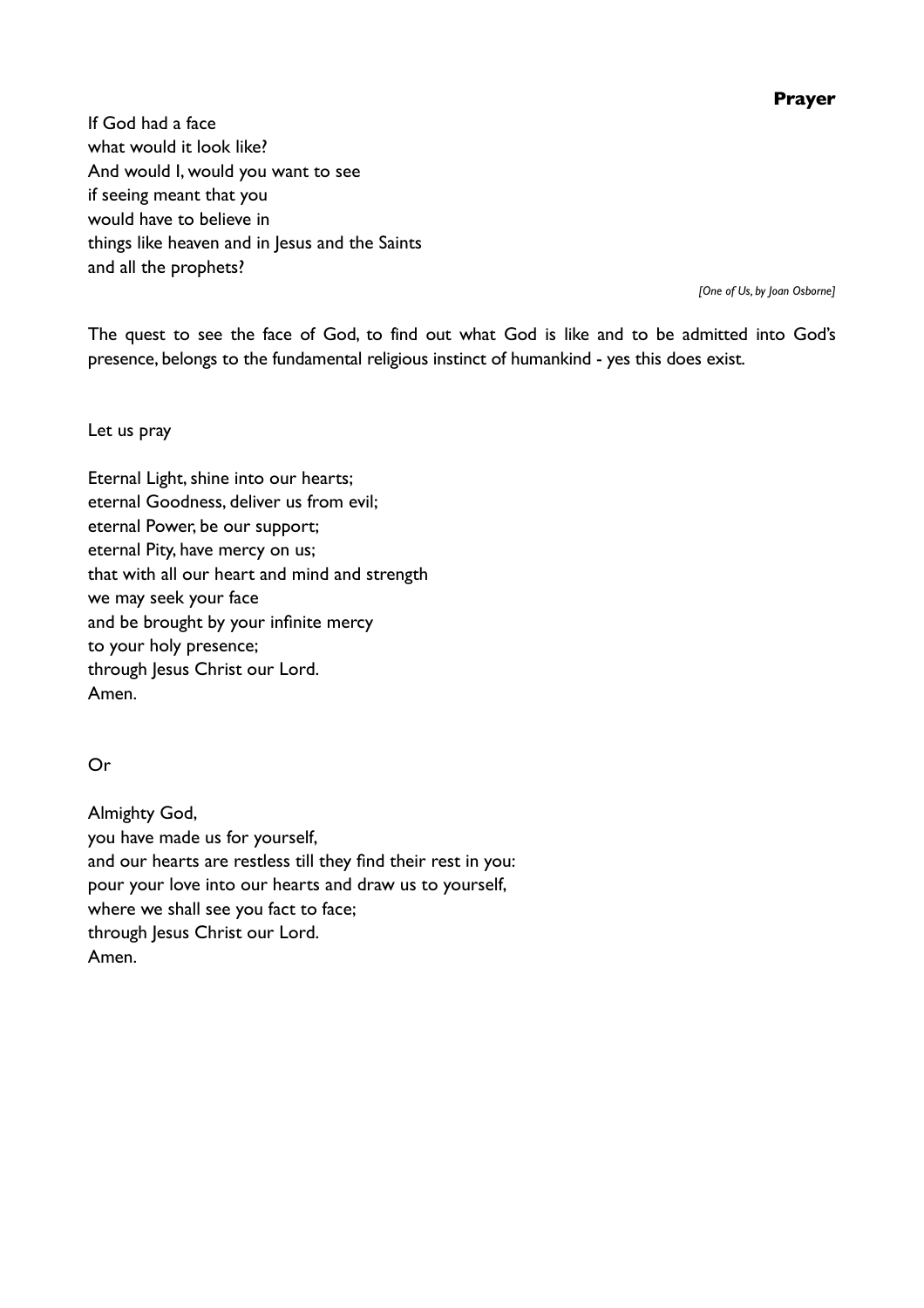## Prayer

If God had a face  
what would it look like?  
And would I, would you want to see  
if seeing meant that you  
would have to believe in  
things like heaven and in Jesus and the Saints  
and all the prophets?

*[One of Us, by Joan Osborne]*

The quest to see the face of God, to find out what God is like and to be admitted into God's presence, belongs to the fundamental religious instinct of humankind - yes this does exist.

Let us pray

Eternal Light, shine into our hearts;  
eternal Goodness, deliver us from evil;  
eternal Power, be our support;  
eternal Pity, have mercy on us;  
that with all our heart and mind and strength  
we may seek your face  
and be brought by your infinite mercy  
to your holy presence;  
through Jesus Christ our Lord.  
Amen.

Or

Almighty God,  
you have made us for yourself,  
and our hearts are restless till they find their rest in you:  
pour your love into our hearts and draw us to yourself,  
where we shall see you fact to face;  
through Jesus Christ our Lord.  
Amen.